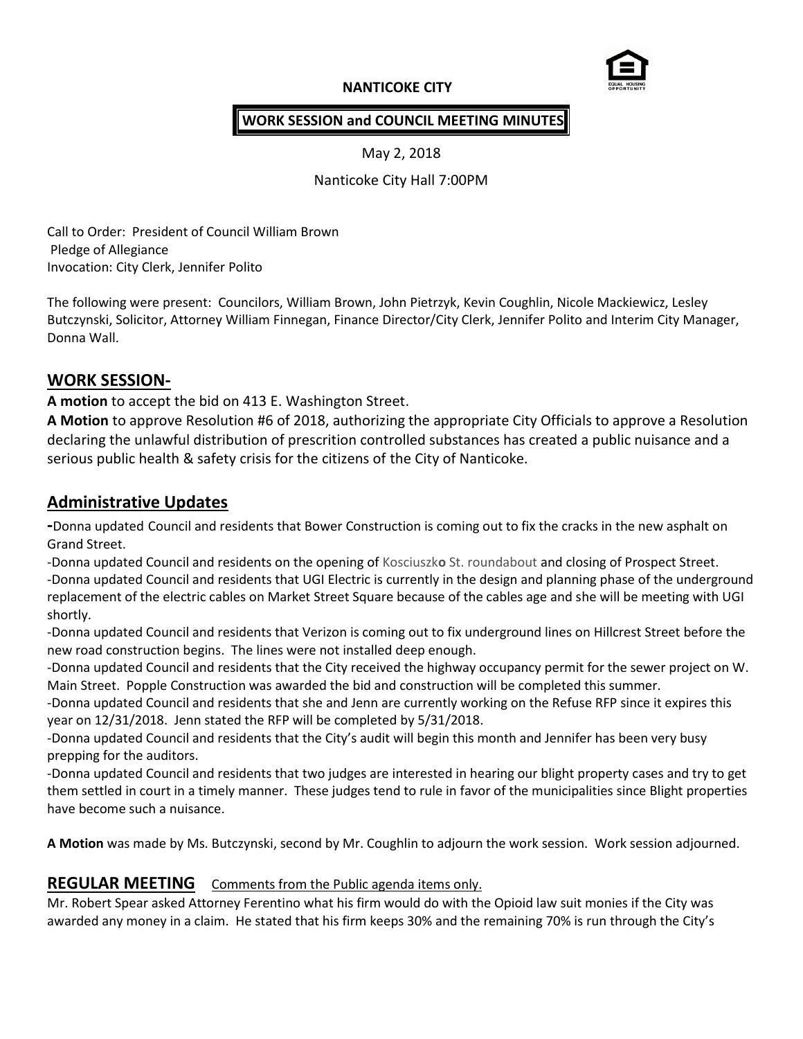**NANTICOKE CITY**

**WORK SESSION and COUNCIL MEETING MINUTES**

May 2, 2018

Nanticoke City Hall 7:00PM

Call to Order: President of Council William Brown
Pledge of Allegiance
Invocation: City Clerk, Jennifer Polito

The following were present: Councilors, William Brown, John Pietrzyk, Kevin Coughlin, Nicole Mackiewicz, Lesley Butczynski, Solicitor, Attorney William Finnegan, Finance Director/City Clerk, Jennifer Polito and Interim City Manager, Donna Wall.

## WORK SESSION-

**A motion** to accept the bid on 413 E. Washington Street.

**A Motion** to approve Resolution #6 of 2018, authorizing the appropriate City Officials to approve a Resolution declaring the unlawful distribution of prescrition controlled substances has created a public nuisance and a serious public health & safety crisis for the citizens of the City of Nanticoke.

## Administrative Updates

-Donna updated Council and residents that Bower Construction is coming out to fix the cracks in the new asphalt on Grand Street.

-Donna updated Council and residents on the opening of Kosciuszko St. roundabout and closing of Prospect Street.

-Donna updated Council and residents that UGI Electric is currently in the design and planning phase of the underground replacement of the electric cables on Market Street Square because of the cables age and she will be meeting with UGI shortly.

-Donna updated Council and residents that Verizon is coming out to fix underground lines on Hillcrest Street before the new road construction begins. The lines were not installed deep enough.

-Donna updated Council and residents that the City received the highway occupancy permit for the sewer project on W. Main Street. Popple Construction was awarded the bid and construction will be completed this summer.

-Donna updated Council and residents that she and Jenn are currently working on the Refuse RFP since it expires this year on 12/31/2018. Jenn stated the RFP will be completed by 5/31/2018.

-Donna updated Council and residents that the City's audit will begin this month and Jennifer has been very busy prepping for the auditors.

-Donna updated Council and residents that two judges are interested in hearing our blight property cases and try to get them settled in court in a timely manner. These judges tend to rule in favor of the municipalities since Blight properties have become such a nuisance.

**A Motion** was made by Ms. Butczynski, second by Mr. Coughlin to adjourn the work session. Work session adjourned.

## REGULAR MEETING Comments from the Public agenda items only.

Mr. Robert Spear asked Attorney Ferentino what his firm would do with the Opioid law suit monies if the City was awarded any money in a claim. He stated that his firm keeps 30% and the remaining 70% is run through the City's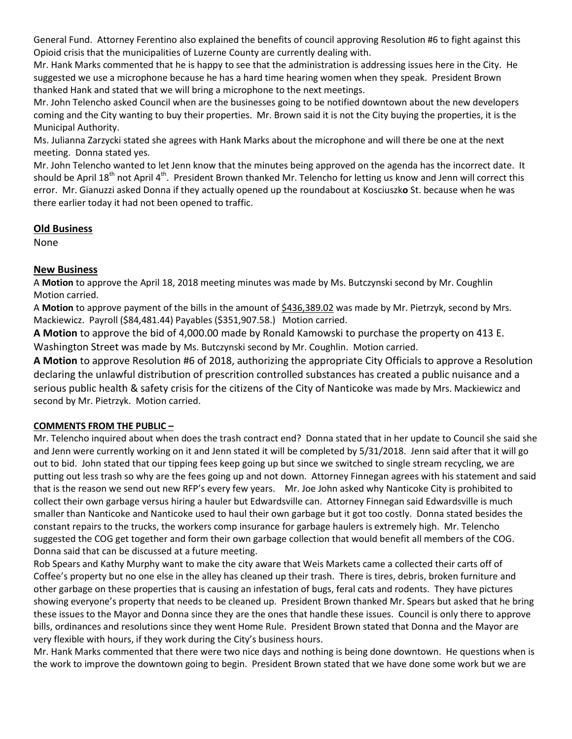General Fund. Attorney Ferentino also explained the benefits of council approving Resolution #6 to fight against this Opioid crisis that the municipalities of Luzerne County are currently dealing with.

Mr. Hank Marks commented that he is happy to see that the administration is addressing issues here in the City. He suggested we use a microphone because he has a hard time hearing women when they speak. President Brown thanked Hank and stated that we will bring a microphone to the next meetings.

Mr. John Telencho asked Council when are the businesses going to be notified downtown about the new developers coming and the City wanting to buy their properties. Mr. Brown said it is not the City buying the properties, it is the Municipal Authority.

Ms. Julianna Zarzycki stated she agrees with Hank Marks about the microphone and will there be one at the next meeting. Donna stated yes.

Mr. John Telencho wanted to let Jenn know that the minutes being approved on the agenda has the incorrect date. It should be April 18th not April 4th. President Brown thanked Mr. Telencho for letting us know and Jenn will correct this error. Mr. Gianuzzi asked Donna if they actually opened up the roundabout at Kosciuszk**o** St. because when he was there earlier today it had not been opened to traffic.

## Old Business

None

## New Business

A **Motion** to approve the April 18, 2018 meeting minutes was made by Ms. Butczynski second by Mr. Coughlin Motion carried.

A **Motion** to approve payment of the bills in the amount of $436,389.02 was made by Mr. Pietrzyk, second by Mrs. Mackiewicz. Payroll ($84,481.44) Payables ($351,907.58.) Motion carried.

**A Motion** to approve the bid of 4,000.00 made by Ronald Kamowski to purchase the property on 413 E. Washington Street was made by Ms. Butczynski second by Mr. Coughlin. Motion carried.

**A Motion** to approve Resolution #6 of 2018, authorizing the appropriate City Officials to approve a Resolution declaring the unlawful distribution of prescrition controlled substances has created a public nuisance and a serious public health & safety crisis for the citizens of the City of Nanticoke was made by Mrs. Mackiewicz and second by Mr. Pietrzyk. Motion carried.

## COMMENTS FROM THE PUBLIC –

Mr. Telencho inquired about when does the trash contract end? Donna stated that in her update to Council she said she and Jenn were currently working on it and Jenn stated it will be completed by 5/31/2018. Jenn said after that it will go out to bid. John stated that our tipping fees keep going up but since we switched to single stream recycling, we are putting out less trash so why are the fees going up and not down. Attorney Finnegan agrees with his statement and said that is the reason we send out new RFP's every few years. Mr. Joe John asked why Nanticoke City is prohibited to collect their own garbage versus hiring a hauler but Edwardsville can. Attorney Finnegan said Edwardsville is much smaller than Nanticoke and Nanticoke used to haul their own garbage but it got too costly. Donna stated besides the constant repairs to the trucks, the workers comp insurance for garbage haulers is extremely high. Mr. Telencho suggested the COG get together and form their own garbage collection that would benefit all members of the COG. Donna said that can be discussed at a future meeting.

Rob Spears and Kathy Murphy want to make the city aware that Weis Markets came a collected their carts off of Coffee's property but no one else in the alley has cleaned up their trash. There is tires, debris, broken furniture and other garbage on these properties that is causing an infestation of bugs, feral cats and rodents. They have pictures showing everyone's property that needs to be cleaned up. President Brown thanked Mr. Spears but asked that he bring these issues to the Mayor and Donna since they are the ones that handle these issues. Council is only there to approve bills, ordinances and resolutions since they went Home Rule. President Brown stated that Donna and the Mayor are very flexible with hours, if they work during the City's business hours.

Mr. Hank Marks commented that there were two nice days and nothing is being done downtown. He questions when is the work to improve the downtown going to begin. President Brown stated that we have done some work but we are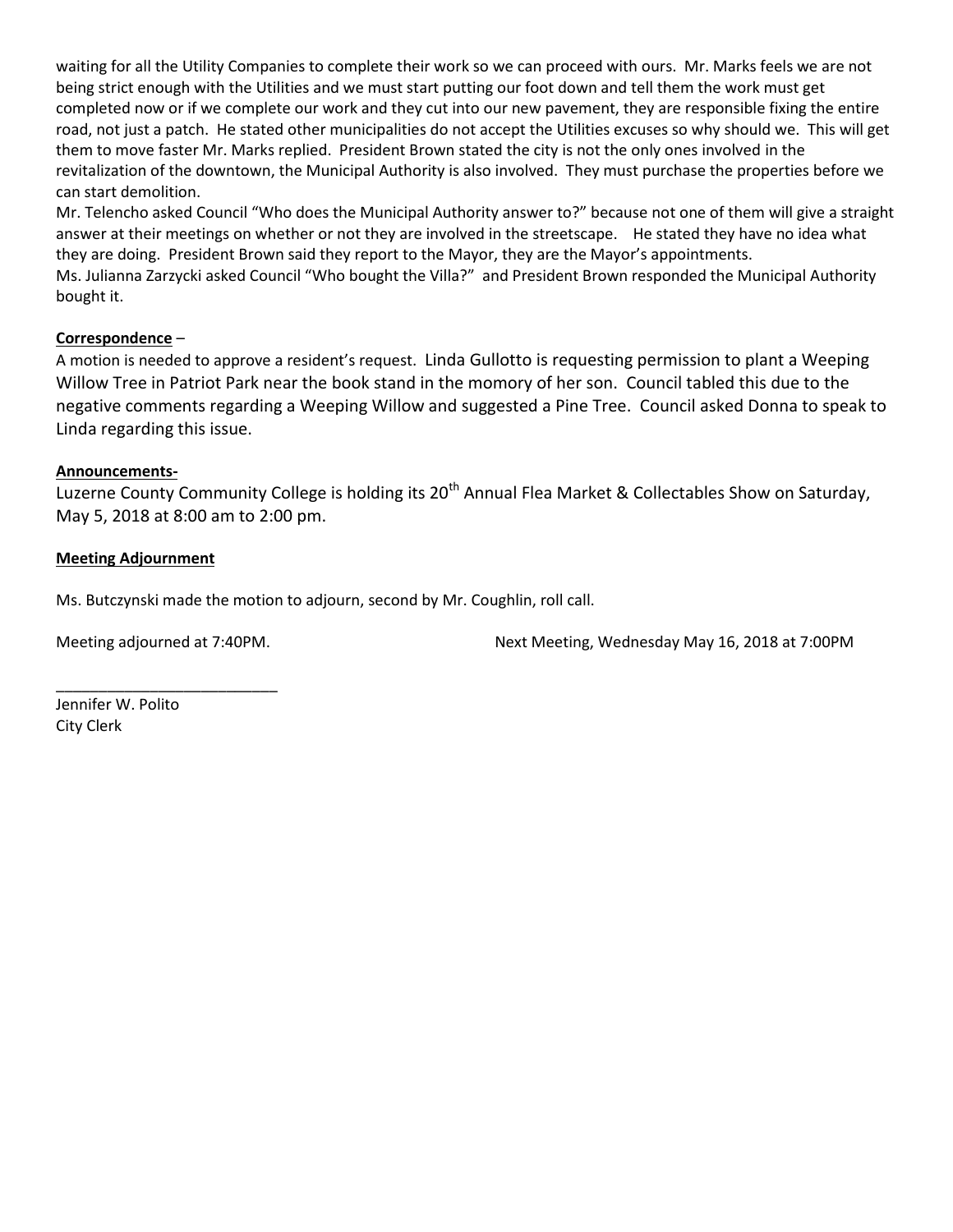waiting for all the Utility Companies to complete their work so we can proceed with ours. Mr. Marks feels we are not being strict enough with the Utilities and we must start putting our foot down and tell them the work must get completed now or if we complete our work and they cut into our new pavement, they are responsible fixing the entire road, not just a patch. He stated other municipalities do not accept the Utilities excuses so why should we. This will get them to move faster Mr. Marks replied. President Brown stated the city is not the only ones involved in the revitalization of the downtown, the Municipal Authority is also involved. They must purchase the properties before we can start demolition.

Mr. Telencho asked Council "Who does the Municipal Authority answer to?" because not one of them will give a straight answer at their meetings on whether or not they are involved in the streetscape. He stated they have no idea what they are doing. President Brown said they report to the Mayor, they are the Mayor's appointments.

Ms. Julianna Zarzycki asked Council "Who bought the Villa?" and President Brown responded the Municipal Authority bought it.

**Correspondence** –

A motion is needed to approve a resident's request. Linda Gullotto is requesting permission to plant a Weeping Willow Tree in Patriot Park near the book stand in the momory of her son. Council tabled this due to the negative comments regarding a Weeping Willow and suggested a Pine Tree. Council asked Donna to speak to Linda regarding this issue.

**Announcements-**

Luzerne County Community College is holding its 20th Annual Flea Market & Collectables Show on Saturday, May 5, 2018 at 8:00 am to 2:00 pm.

**Meeting Adjournment**

Ms. Butczynski made the motion to adjourn, second by Mr. Coughlin, roll call.

Meeting adjourned at 7:40PM.

Next Meeting, Wednesday May 16, 2018 at 7:00PM

___________________________

Jennifer W. Polito

City Clerk